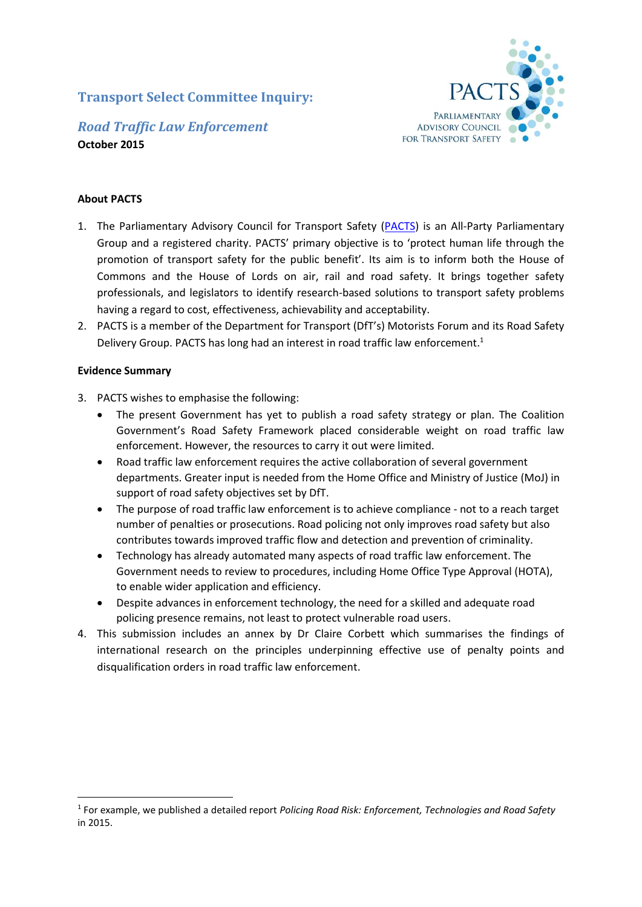# Transcription Select Committee Inquiry:

## *Road Traffic Law Enforcement*

**October 2015**

PACTS
PARLIAMENTARY ADVISORY COUNCIL FOR TRANSPORT SAFETY

**About PACTS**

1. The Parliamentary Advisory Council for Transport Safety (PACTS) is an All-Party Parliamentary Group and a registered charity. PACTS' primary objective is to 'protect human life through the promotion of transport safety for the public benefit'. Its aim is to inform both the House of Commons and the House of Lords on air, rail and road safety. It brings together safety professionals, and legislators to identify research-based solutions to transport safety problems having a regard to cost, effectiveness, achievability and acceptability.
2. PACTS is a member of the Department for Transport (DfT's) Motorists Forum and its Road Safety Delivery Group. PACTS has long had an interest in road traffic law enforcement.[1]

**Evidence Summary**

3. PACTS wishes to emphasise the following:
   - The present Government has yet to publish a road safety strategy or plan. The Coalition Government's Road Safety Framework placed considerable weight on road traffic law enforcement. However, the resources to carry it out were limited.
   - Road traffic law enforcement requires the active collaboration of several government departments. Greater input is needed from the Home Office and Ministry of Justice (MoJ) in support of road safety objectives set by DfT.
   - The purpose of road traffic law enforcement is to achieve compliance - not to a reach target number of penalties or prosecutions. Road policing not only improves road safety but also contributes towards improved traffic flow and detection and prevention of criminality.
   - Technology has already automated many aspects of road traffic law enforcement. The Government needs to review to procedures, including Home Office Type Approval (HOTA), to enable wider application and efficiency.
   - Despite advances in enforcement technology, the need for a skilled and adequate road policing presence remains, not least to protect vulnerable road users.
4. This submission includes an annex by Dr Claire Corbett which summarises the findings of international research on the principles underpinning effective use of penalty points and disqualification orders in road traffic law enforcement.

[1] For example, we published a detailed report *Policing Road Risk: Enforcement, Technologies and Road Safety* in 2015.

# Transport Select Committee Inquiry:

## *Road Traffic Law Enforcement*

**October 2015**

PACTS
PARLIAMENTARY ADVISORY COUNCIL FOR TRANSPORT SAFETY

**About PACTS**

1. The Parliamentary Advisory Council for Transport Safety (PACTS) is an All-Party Parliamentary Group and a registered charity. PACTS' primary objective is to 'protect human life through the promotion of transport safety for the public benefit'. Its aim is to inform both the House of Commons and the House of Lords on air, rail and road safety. It brings together safety professionals, and legislators to identify research-based solutions to transport safety problems having a regard to cost, effectiveness, achievability and acceptability.
2. PACTS is a member of the Department for Transport (DfT's) Motorists Forum and its Road Safety Delivery Group. PACTS has long had an interest in road traffic law enforcement.[1]

**Evidence Summary**

3. PACTS wishes to emphasise the following:
   - The present Government has yet to publish a road safety strategy or plan. The Coalition Government's Road Safety Framework placed considerable weight on road traffic law enforcement. However, the resources to carry it out were limited.
   - Road traffic law enforcement requires the active collaboration of several government departments. Greater input is needed from the Home Office and Ministry of Justice (MoJ) in support of road safety objectives set by DfT.
   - The purpose of road traffic law enforcement is to achieve compliance - not to a reach target number of penalties or prosecutions. Road policing not only improves road safety but also contributes towards improved traffic flow and detection and prevention of criminality.
   - Technology has already automated many aspects of road traffic law enforcement. The Government needs to review to procedures, including Home Office Type Approval (HOTA), to enable wider application and efficiency.
   - Despite advances in enforcement technology, the need for a skilled and adequate road policing presence remains, not least to protect vulnerable road users.
4. This submission includes an annex by Dr Claire Corbett which summarises the findings of international research on the principles underpinning effective use of penalty points and disqualification orders in road traffic law enforcement.

[1] For example, we published a detailed report *Policing Road Risk: Enforcement, Technologies and Road Safety* in 2015.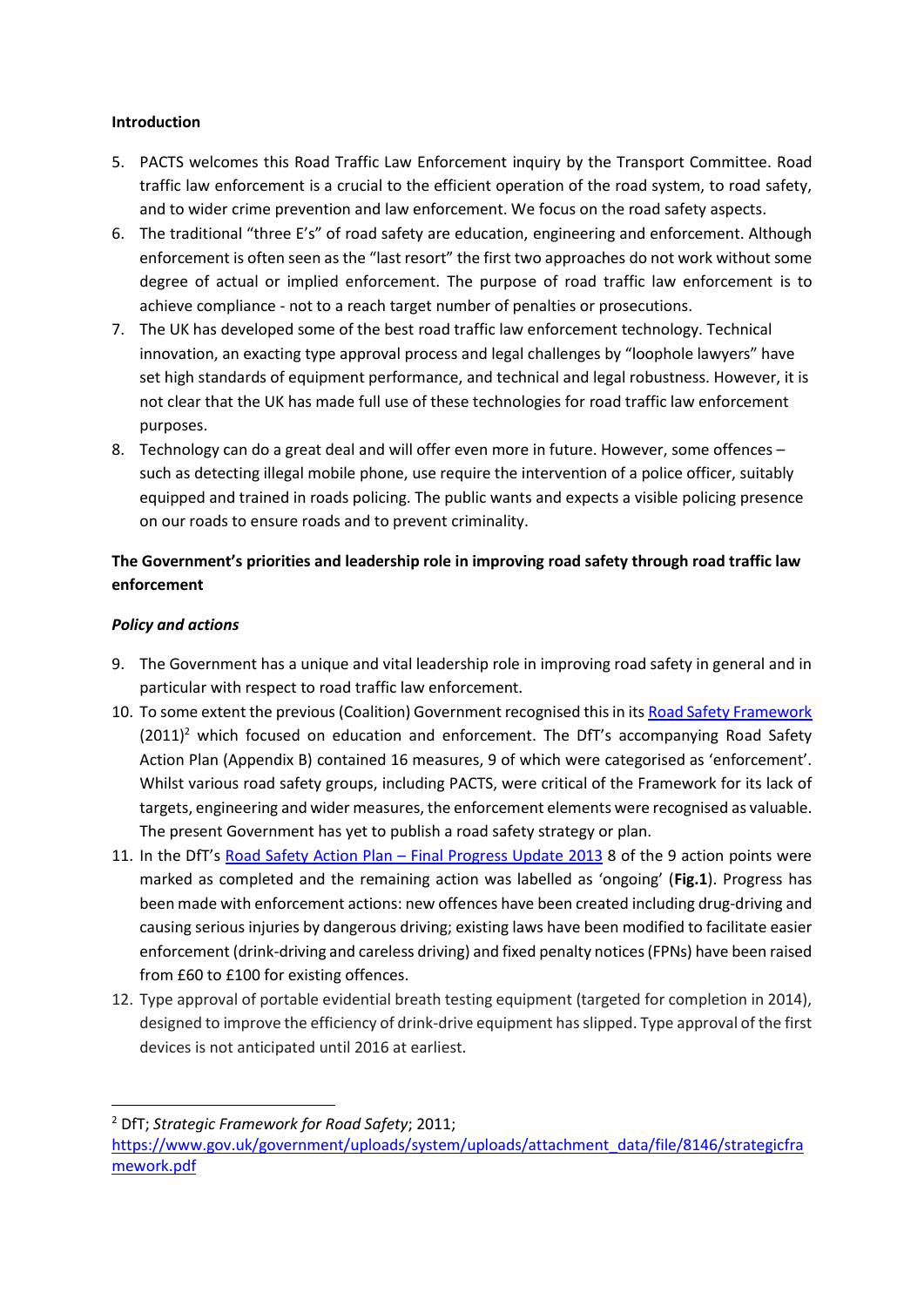**Introduction**

5. PACTS welcomes this Road Traffic Law Enforcement inquiry by the Transport Committee. Road traffic law enforcement is a crucial to the efficient operation of the road system, to road safety, and to wider crime prevention and law enforcement. We focus on the road safety aspects.
6. The traditional "three E's" of road safety are education, engineering and enforcement. Although enforcement is often seen as the "last resort" the first two approaches do not work without some degree of actual or implied enforcement. The purpose of road traffic law enforcement is to achieve compliance - not to a reach target number of penalties or prosecutions.
7. The UK has developed some of the best road traffic law enforcement technology. Technical innovation, an exacting type approval process and legal challenges by "loophole lawyers" have set high standards of equipment performance, and technical and legal robustness. However, it is not clear that the UK has made full use of these technologies for road traffic law enforcement purposes.
8. Technology can do a great deal and will offer even more in future. However, some offences – such as detecting illegal mobile phone, use require the intervention of a police officer, suitably equipped and trained in roads policing. The public wants and expects a visible policing presence on our roads to ensure roads and to prevent criminality.

**The Government's priorities and leadership role in improving road safety through road traffic law enforcement**

***Policy and actions***

9. The Government has a unique and vital leadership role in improving road safety in general and in particular with respect to road traffic law enforcement.
10. To some extent the previous (Coalition) Government recognised this in its Road Safety Framework (2011)[2] which focused on education and enforcement. The DfT's accompanying Road Safety Action Plan (Appendix B) contained 16 measures, 9 of which were categorised as 'enforcement'. Whilst various road safety groups, including PACTS, were critical of the Framework for its lack of targets, engineering and wider measures, the enforcement elements were recognised as valuable. The present Government has yet to publish a road safety strategy or plan.
11. In the DfT's Road Safety Action Plan – Final Progress Update 2013 8 of the 9 action points were marked as completed and the remaining action was labelled as 'ongoing' (**Fig.1**). Progress has been made with enforcement actions: new offences have been created including drug-driving and causing serious injuries by dangerous driving; existing laws have been modified to facilitate easier enforcement (drink-driving and careless driving) and fixed penalty notices (FPNs) have been raised from £60 to £100 for existing offences.
12. Type approval of portable evidential breath testing equipment (targeted for completion in 2014), designed to improve the efficiency of drink-drive equipment has slipped. Type approval of the first devices is not anticipated until 2016 at earliest.

[2] DfT; *Strategic Framework for Road Safety*; 2011; https://www.gov.uk/government/uploads/system/uploads/attachment_data/file/8146/strategicframework.pdf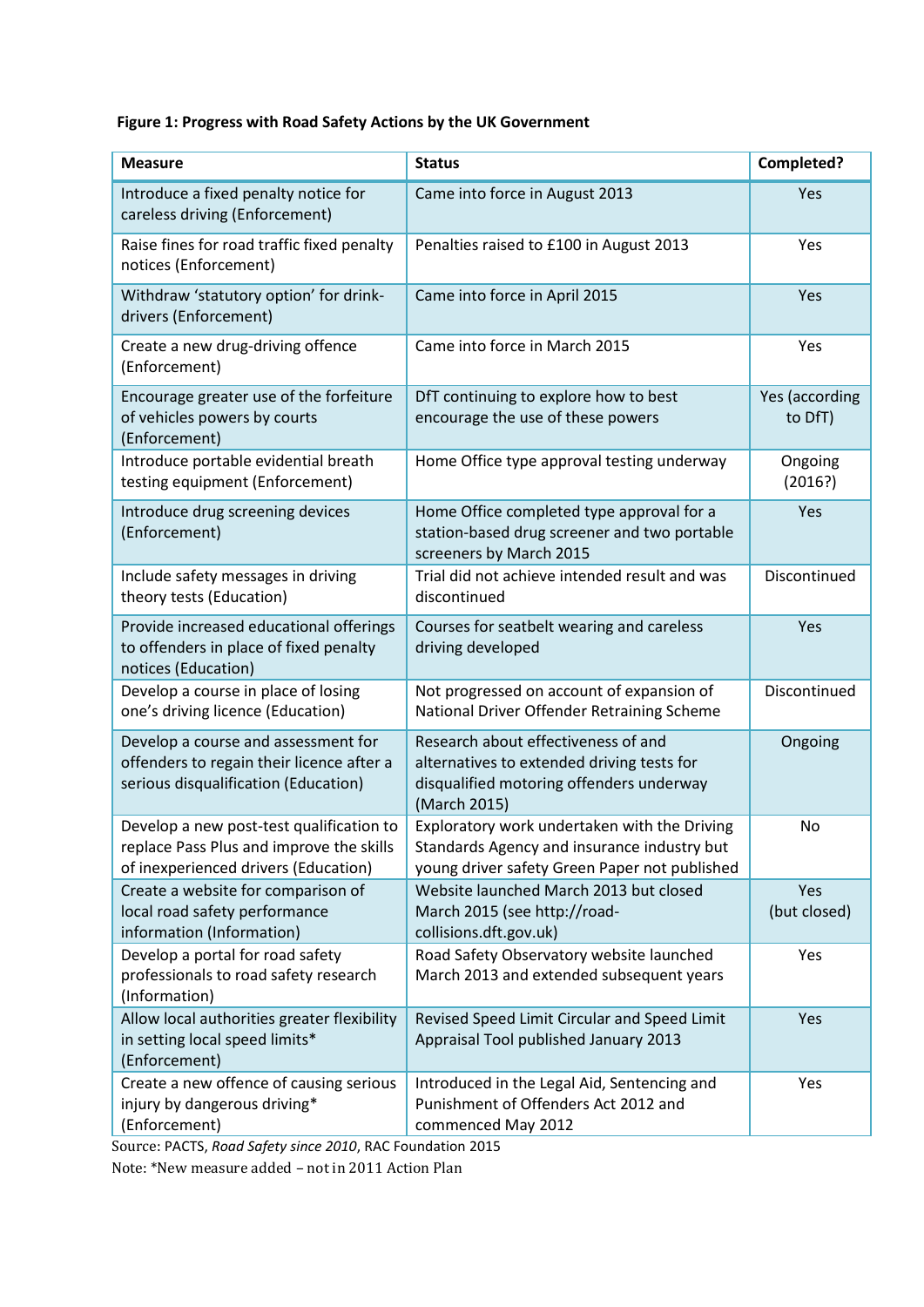**Figure 1: Progress with Road Safety Actions by the UK Government**

| Measure | Status | Completed? |
|---|---|---|
| Introduce a fixed penalty notice for careless driving (Enforcement) | Came into force in August 2013 | Yes |
| Raise fines for road traffic fixed penalty notices (Enforcement) | Penalties raised to £100 in August 2013 | Yes |
| Withdraw 'statutory option' for drink-drivers (Enforcement) | Came into force in April 2015 | Yes |
| Create a new drug-driving offence (Enforcement) | Came into force in March 2015 | Yes |
| Encourage greater use of the forfeiture of vehicles powers by courts (Enforcement) | DfT continuing to explore how to best encourage the use of these powers | Yes (according to DfT) |
| Introduce portable evidential breath testing equipment (Enforcement) | Home Office type approval testing underway | Ongoing (2016?) |
| Introduce drug screening devices (Enforcement) | Home Office completed type approval for a station-based drug screener and two portable screeners by March 2015 | Yes |
| Include safety messages in driving theory tests (Education) | Trial did not achieve intended result and was discontinued | Discontinued |
| Provide increased educational offerings to offenders in place of fixed penalty notices (Education) | Courses for seatbelt wearing and careless driving developed | Yes |
| Develop a course in place of losing one's driving licence (Education) | Not progressed on account of expansion of National Driver Offender Retraining Scheme | Discontinued |
| Develop a course and assessment for offenders to regain their licence after a serious disqualification (Education) | Research about effectiveness of and alternatives to extended driving tests for disqualified motoring offenders underway (March 2015) | Ongoing |
| Develop a new post-test qualification to replace Pass Plus and improve the skills of inexperienced drivers (Education) | Exploratory work undertaken with the Driving Standards Agency and insurance industry but young driver safety Green Paper not published | No |
| Create a website for comparison of local road safety performance information (Information) | Website launched March 2013 but closed March 2015 (see http://road-collisions.dft.gov.uk) | Yes (but closed) |
| Develop a portal for road safety professionals to road safety research (Information) | Road Safety Observatory website launched March 2013 and extended subsequent years | Yes |
| Allow local authorities greater flexibility in setting local speed limits* (Enforcement) | Revised Speed Limit Circular and Speed Limit Appraisal Tool published January 2013 | Yes |
| Create a new offence of causing serious injury by dangerous driving* (Enforcement) | Introduced in the Legal Aid, Sentencing and Punishment of Offenders Act 2012 and commenced May 2012 | Yes |

Source: PACTS, *Road Safety since 2010*, RAC Foundation 2015

Note: *New measure added – not in 2011 Action Plan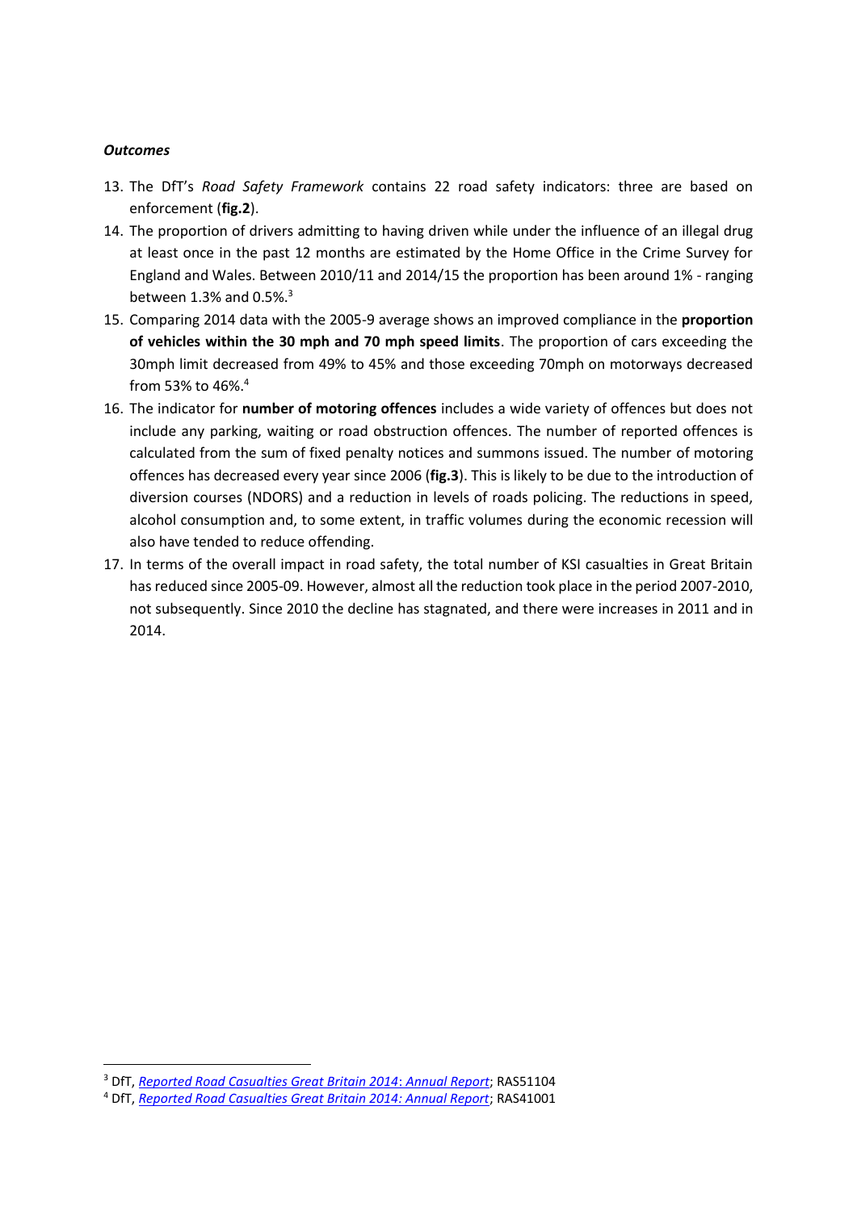***Outcomes***

13. The DfT's *Road Safety Framework* contains 22 road safety indicators: three are based on enforcement (**fig.2**).
14. The proportion of drivers admitting to having driven while under the influence of an illegal drug at least once in the past 12 months are estimated by the Home Office in the Crime Survey for England and Wales. Between 2010/11 and 2014/15 the proportion has been around 1% - ranging between 1.3% and 0.5%.[3]
15. Comparing 2014 data with the 2005-9 average shows an improved compliance in the **proportion of vehicles within the 30 mph and 70 mph speed limits**. The proportion of cars exceeding the 30mph limit decreased from 49% to 45% and those exceeding 70mph on motorways decreased from 53% to 46%.[4]
16. The indicator for **number of motoring offences** includes a wide variety of offences but does not include any parking, waiting or road obstruction offences. The number of reported offences is calculated from the sum of fixed penalty notices and summons issued. The number of motoring offences has decreased every year since 2006 (**fig.3**). This is likely to be due to the introduction of diversion courses (NDORS) and a reduction in levels of roads policing. The reductions in speed, alcohol consumption and, to some extent, in traffic volumes during the economic recession will also have tended to reduce offending.
17. In terms of the overall impact in road safety, the total number of KSI casualties in Great Britain has reduced since 2005-09. However, almost all the reduction took place in the period 2007-2010, not subsequently. Since 2010 the decline has stagnated, and there were increases in 2011 and in 2014.

---

[3] DfT, *Reported Road Casualties Great Britain 2014: Annual Report*; RAS51104

[4] DfT, *Reported Road Casualties Great Britain 2014: Annual Report*; RAS41001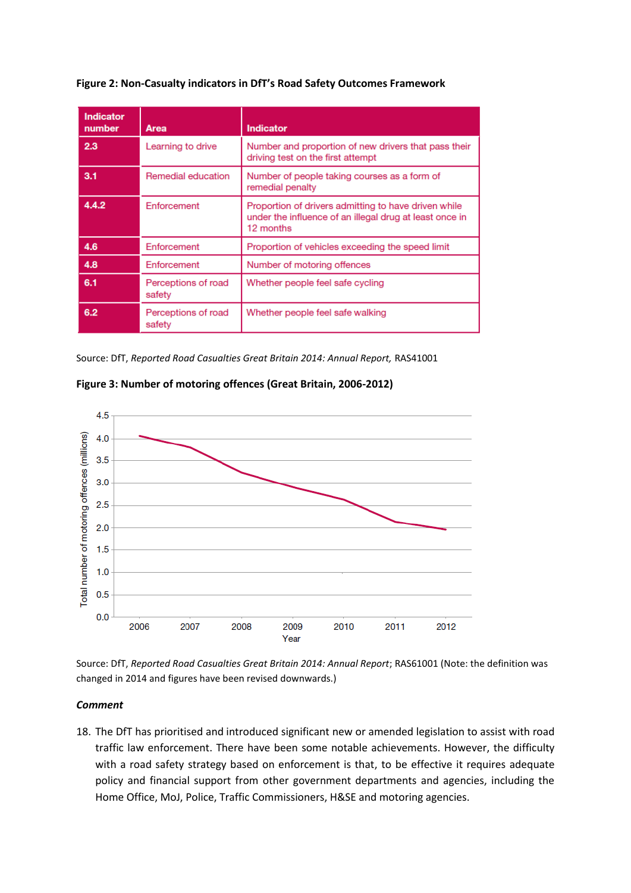**Figure 2: Non-Casualty indicators in DfT's Road Safety Outcomes Framework**

| Indicator number | Area | Indicator |
|---|---|---|
| 2.3 | Learning to drive | Number and proportion of new drivers that pass their driving test on the first attempt |
| 3.1 | Remedial education | Number of people taking courses as a form of remedial penalty |
| 4.4.2 | Enforcement | Proportion of drivers admitting to have driven while under the influence of an illegal drug at least once in 12 months |
| 4.6 | Enforcement | Proportion of vehicles exceeding the speed limit |
| 4.8 | Enforcement | Number of motoring offences |
| 6.1 | Perceptions of road safety | Whether people feel safe cycling |
| 6.2 | Perceptions of road safety | Whether people feel safe walking |

Source: DfT, *Reported Road Casualties Great Britain 2014: Annual Report,* RAS41001

**Figure 3: Number of motoring offences (Great Britain, 2006-2012)**

Source: DfT, *Reported Road Casualties Great Britain 2014: Annual Report*; RAS61001 (Note: the definition was changed in 2014 and figures have been revised downwards.)

***Comment***

18. The DfT has prioritised and introduced significant new or amended legislation to assist with road traffic law enforcement. There have been some notable achievements. However, the difficulty with a road safety strategy based on enforcement is that, to be effective it requires adequate policy and financial support from other government departments and agencies, including the Home Office, MoJ, Police, Traffic Commissioners, H&SE and motoring agencies.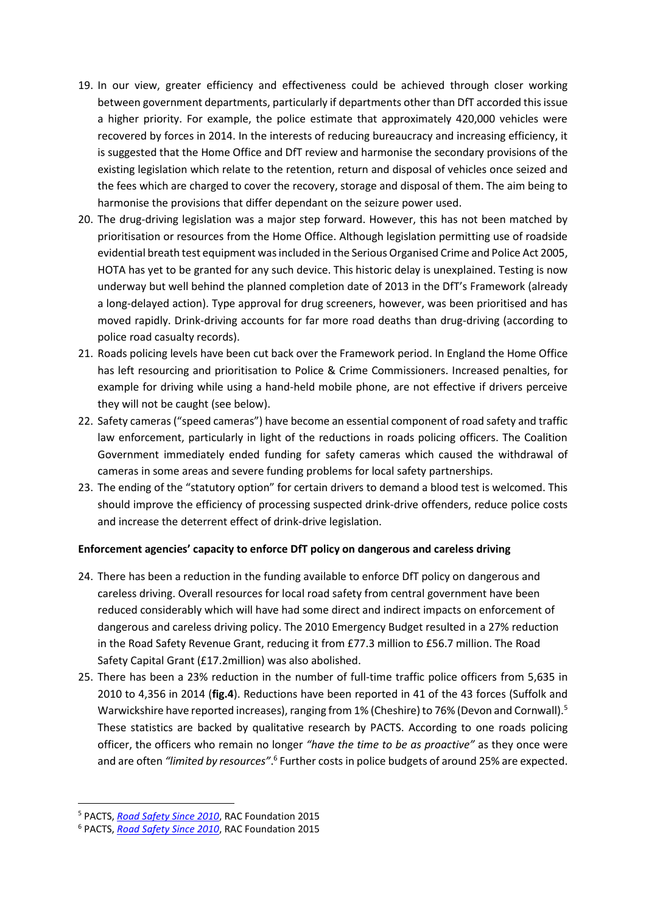19. In our view, greater efficiency and effectiveness could be achieved through closer working between government departments, particularly if departments other than DfT accorded this issue a higher priority. For example, the police estimate that approximately 420,000 vehicles were recovered by forces in 2014. In the interests of reducing bureaucracy and increasing efficiency, it is suggested that the Home Office and DfT review and harmonise the secondary provisions of the existing legislation which relate to the retention, return and disposal of vehicles once seized and the fees which are charged to cover the recovery, storage and disposal of them. The aim being to harmonise the provisions that differ dependant on the seizure power used.
20. The drug-driving legislation was a major step forward. However, this has not been matched by prioritisation or resources from the Home Office. Although legislation permitting use of roadside evidential breath test equipment was included in the Serious Organised Crime and Police Act 2005, HOTA has yet to be granted for any such device. This historic delay is unexplained. Testing is now underway but well behind the planned completion date of 2013 in the DfT's Framework (already a long-delayed action). Type approval for drug screeners, however, was been prioritised and has moved rapidly. Drink-driving accounts for far more road deaths than drug-driving (according to police road casualty records).
21. Roads policing levels have been cut back over the Framework period. In England the Home Office has left resourcing and prioritisation to Police & Crime Commissioners. Increased penalties, for example for driving while using a hand-held mobile phone, are not effective if drivers perceive they will not be caught (see below).
22. Safety cameras ("speed cameras") have become an essential component of road safety and traffic law enforcement, particularly in light of the reductions in roads policing officers. The Coalition Government immediately ended funding for safety cameras which caused the withdrawal of cameras in some areas and severe funding problems for local safety partnerships.
23. The ending of the "statutory option" for certain drivers to demand a blood test is welcomed. This should improve the efficiency of processing suspected drink-drive offenders, reduce police costs and increase the deterrent effect of drink-drive legislation.

**Enforcement agencies' capacity to enforce DfT policy on dangerous and careless driving**

24. There has been a reduction in the funding available to enforce DfT policy on dangerous and careless driving. Overall resources for local road safety from central government have been reduced considerably which will have had some direct and indirect impacts on enforcement of dangerous and careless driving policy. The 2010 Emergency Budget resulted in a 27% reduction in the Road Safety Revenue Grant, reducing it from £77.3 million to £56.7 million. The Road Safety Capital Grant (£17.2million) was also abolished.
25. There has been a 23% reduction in the number of full-time traffic police officers from 5,635 in 2010 to 4,356 in 2014 (**fig.4**). Reductions have been reported in 41 of the 43 forces (Suffolk and Warwickshire have reported increases), ranging from 1% (Cheshire) to 76% (Devon and Cornwall).[5] These statistics are backed by qualitative research by PACTS. According to one roads policing officer, the officers who remain no longer *"have the time to be as proactive"* as they once were and are often *"limited by resources"*.[6] Further costs in police budgets of around 25% are expected.

[5] PACTS, *Road Safety Since 2010*, RAC Foundation 2015

[6] PACTS, *Road Safety Since 2010*, RAC Foundation 2015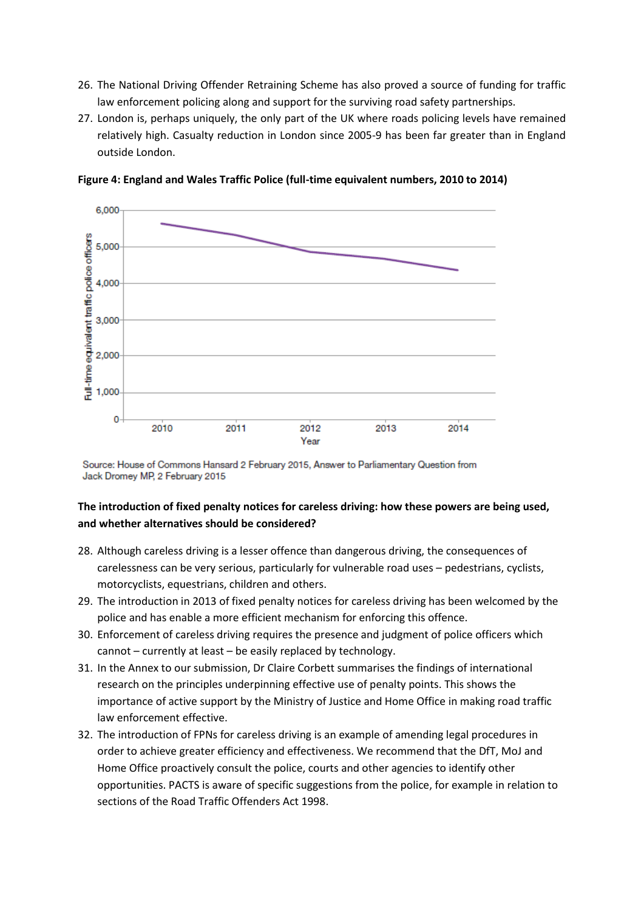26. The National Driving Offender Retraining Scheme has also proved a source of funding for traffic law enforcement policing along and support for the surviving road safety partnerships.
27. London is, perhaps uniquely, the only part of the UK where roads policing levels have remained relatively high. Casualty reduction in London since 2005-9 has been far greater than in England outside London.

**Figure 4: England and Wales Traffic Police (full-time equivalent numbers, 2010 to 2014)**

Source: House of Commons Hansard 2 February 2015, Answer to Parliamentary Question from Jack Dromey MP, 2 February 2015

**The introduction of fixed penalty notices for careless driving: how these powers are being used, and whether alternatives should be considered?**

28. Although careless driving is a lesser offence than dangerous driving, the consequences of carelessness can be very serious, particularly for vulnerable road uses – pedestrians, cyclists, motorcyclists, equestrians, children and others.
29. The introduction in 2013 of fixed penalty notices for careless driving has been welcomed by the police and has enable a more efficient mechanism for enforcing this offence.
30. Enforcement of careless driving requires the presence and judgment of police officers which cannot – currently at least – be easily replaced by technology.
31. In the Annex to our submission, Dr Claire Corbett summarises the findings of international research on the principles underpinning effective use of penalty points. This shows the importance of active support by the Ministry of Justice and Home Office in making road traffic law enforcement effective.
32. The introduction of FPNs for careless driving is an example of amending legal procedures in order to achieve greater efficiency and effectiveness. We recommend that the DfT, MoJ and Home Office proactively consult the police, courts and other agencies to identify other opportunities. PACTS is aware of specific suggestions from the police, for example in relation to sections of the Road Traffic Offenders Act 1998.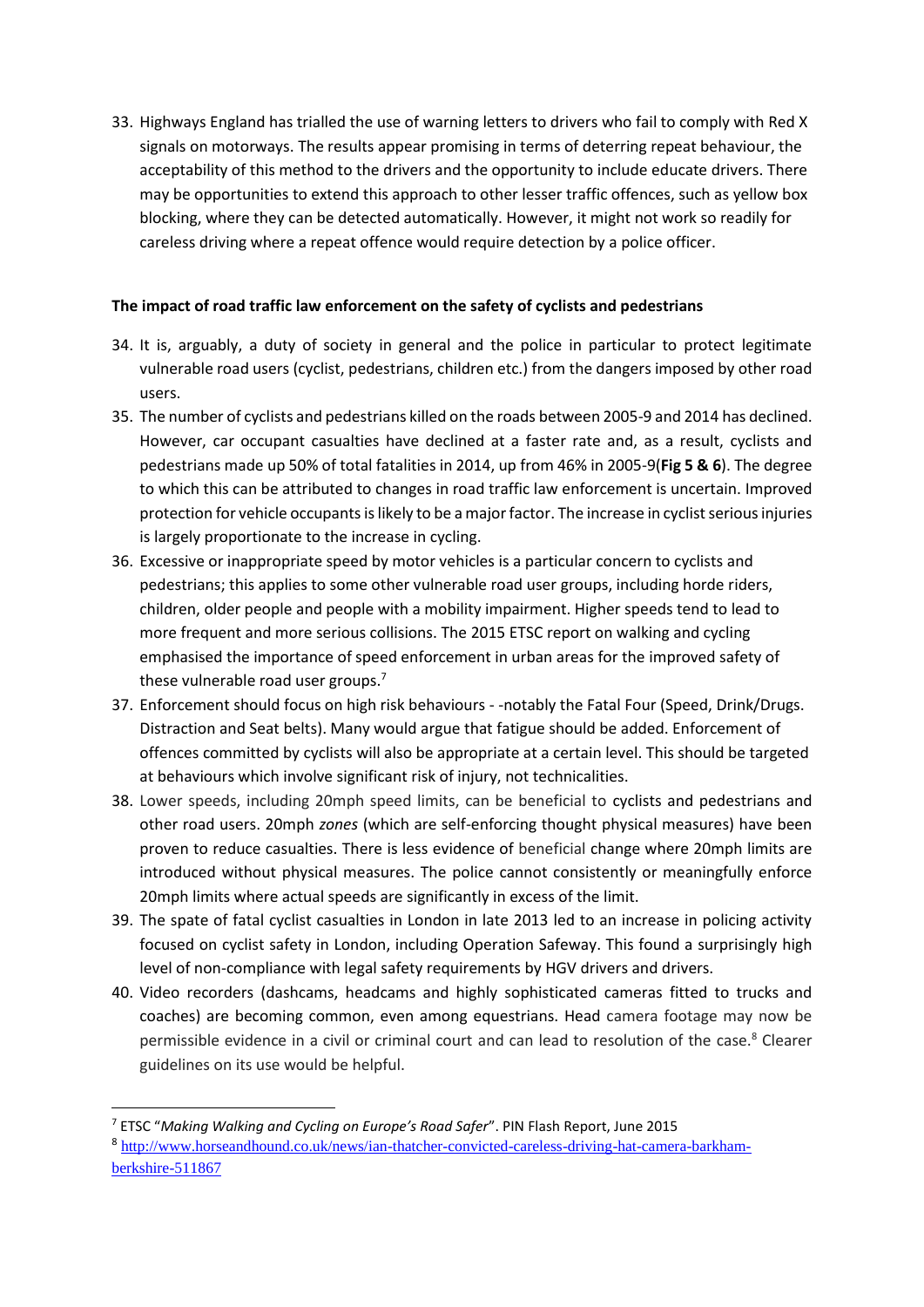33. Highways England has trialled the use of warning letters to drivers who fail to comply with Red X signals on motorways. The results appear promising in terms of deterring repeat behaviour, the acceptability of this method to the drivers and the opportunity to include educate drivers. There may be opportunities to extend this approach to other lesser traffic offences, such as yellow box blocking, where they can be detected automatically. However, it might not work so readily for careless driving where a repeat offence would require detection by a police officer.

**The impact of road traffic law enforcement on the safety of cyclists and pedestrians**

34. It is, arguably, a duty of society in general and the police in particular to protect legitimate vulnerable road users (cyclist, pedestrians, children etc.) from the dangers imposed by other road users.
35. The number of cyclists and pedestrians killed on the roads between 2005-9 and 2014 has declined. However, car occupant casualties have declined at a faster rate and, as a result, cyclists and pedestrians made up 50% of total fatalities in 2014, up from 46% in 2005-9(**Fig 5 & 6**). The degree to which this can be attributed to changes in road traffic law enforcement is uncertain. Improved protection for vehicle occupants is likely to be a major factor. The increase in cyclist serious injuries is largely proportionate to the increase in cycling.
36. Excessive or inappropriate speed by motor vehicles is a particular concern to cyclists and pedestrians; this applies to some other vulnerable road user groups, including horde riders, children, older people and people with a mobility impairment. Higher speeds tend to lead to more frequent and more serious collisions. The 2015 ETSC report on walking and cycling emphasised the importance of speed enforcement in urban areas for the improved safety of these vulnerable road user groups.[7]
37. Enforcement should focus on high risk behaviours - -notably the Fatal Four (Speed, Drink/Drugs. Distraction and Seat belts). Many would argue that fatigue should be added. Enforcement of offences committed by cyclists will also be appropriate at a certain level. This should be targeted at behaviours which involve significant risk of injury, not technicalities.
38. Lower speeds, including 20mph speed limits, can be beneficial to cyclists and pedestrians and other road users. 20mph *zones* (which are self-enforcing thought physical measures) have been proven to reduce casualties. There is less evidence of beneficial change where 20mph limits are introduced without physical measures. The police cannot consistently or meaningfully enforce 20mph limits where actual speeds are significantly in excess of the limit.
39. The spate of fatal cyclist casualties in London in late 2013 led to an increase in policing activity focused on cyclist safety in London, including Operation Safeway. This found a surprisingly high level of non-compliance with legal safety requirements by HGV drivers and drivers.
40. Video recorders (dashcams, headcams and highly sophisticated cameras fitted to trucks and coaches) are becoming common, even among equestrians. Head camera footage may now be permissible evidence in a civil or criminal court and can lead to resolution of the case.[8] Clearer guidelines on its use would be helpful.

---

[7] ETSC "*Making Walking and Cycling on Europe's Road Safer*". PIN Flash Report, June 2015

[8] http://www.horseandhound.co.uk/news/ian-thatcher-convicted-careless-driving-hat-camera-barkham-berkshire-511867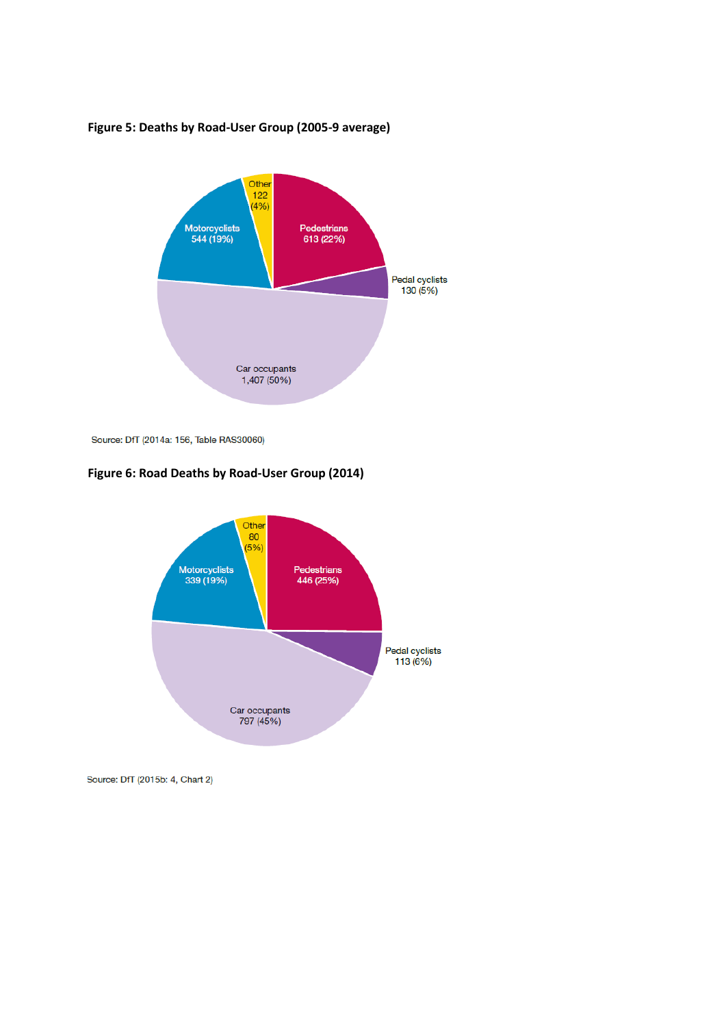**Figure 5: Deaths by Road-User Group (2005-9 average)**

Source: DfT (2014a: 156, Table RAS30060)

**Figure 6: Road Deaths by Road-User Group (2014)**

Source: DfT (2015b: 4, Chart 2)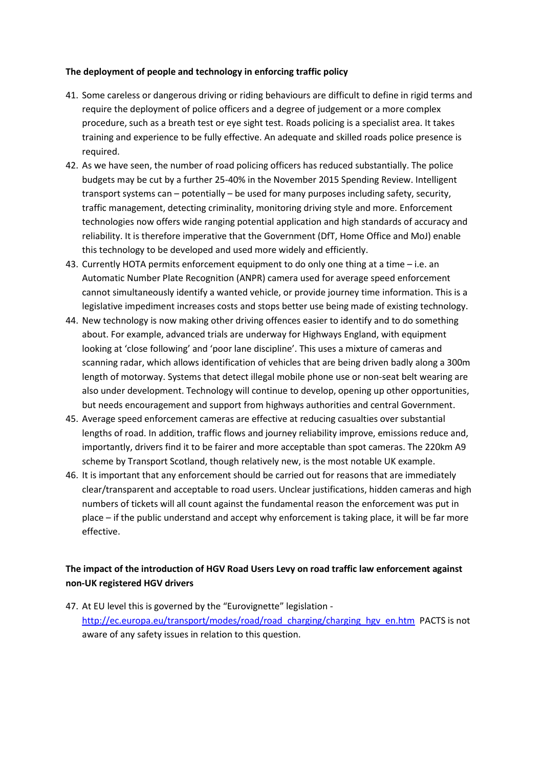**The deployment of people and technology in enforcing traffic policy**

41. Some careless or dangerous driving or riding behaviours are difficult to define in rigid terms and require the deployment of police officers and a degree of judgement or a more complex procedure, such as a breath test or eye sight test. Roads policing is a specialist area. It takes training and experience to be fully effective. An adequate and skilled roads police presence is required.
42. As we have seen, the number of road policing officers has reduced substantially. The police budgets may be cut by a further 25-40% in the November 2015 Spending Review. Intelligent transport systems can – potentially – be used for many purposes including safety, security, traffic management, detecting criminality, monitoring driving style and more. Enforcement technologies now offers wide ranging potential application and high standards of accuracy and reliability. It is therefore imperative that the Government (DfT, Home Office and MoJ) enable this technology to be developed and used more widely and efficiently.
43. Currently HOTA permits enforcement equipment to do only one thing at a time – i.e. an Automatic Number Plate Recognition (ANPR) camera used for average speed enforcement cannot simultaneously identify a wanted vehicle, or provide journey time information. This is a legislative impediment increases costs and stops better use being made of existing technology.
44. New technology is now making other driving offences easier to identify and to do something about. For example, advanced trials are underway for Highways England, with equipment looking at 'close following' and 'poor lane discipline'. This uses a mixture of cameras and scanning radar, which allows identification of vehicles that are being driven badly along a 300m length of motorway. Systems that detect illegal mobile phone use or non-seat belt wearing are also under development. Technology will continue to develop, opening up other opportunities, but needs encouragement and support from highways authorities and central Government.
45. Average speed enforcement cameras are effective at reducing casualties over substantial lengths of road. In addition, traffic flows and journey reliability improve, emissions reduce and, importantly, drivers find it to be fairer and more acceptable than spot cameras. The 220km A9 scheme by Transport Scotland, though relatively new, is the most notable UK example.
46. It is important that any enforcement should be carried out for reasons that are immediately clear/transparent and acceptable to road users. Unclear justifications, hidden cameras and high numbers of tickets will all count against the fundamental reason the enforcement was put in place – if the public understand and accept why enforcement is taking place, it will be far more effective.

**The impact of the introduction of HGV Road Users Levy on road traffic law enforcement against non-UK registered HGV drivers**

47. At EU level this is governed by the "Eurovignette" legislation - http://ec.europa.eu/transport/modes/road/road_charging/charging_hgv_en.htm PACTS is not aware of any safety issues in relation to this question.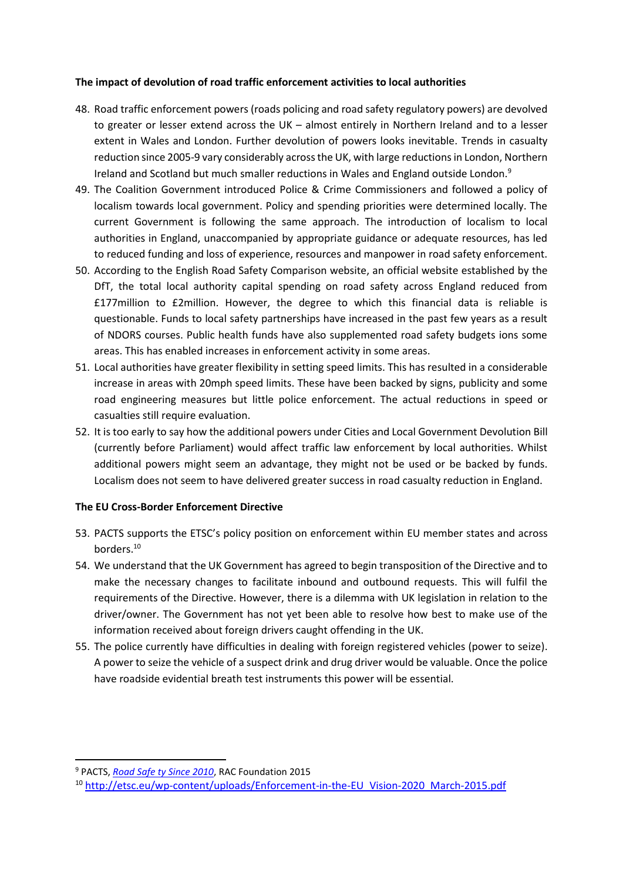**The impact of devolution of road traffic enforcement activities to local authorities**

48. Road traffic enforcement powers (roads policing and road safety regulatory powers) are devolved to greater or lesser extend across the UK – almost entirely in Northern Ireland and to a lesser extent in Wales and London. Further devolution of powers looks inevitable. Trends in casualty reduction since 2005-9 vary considerably across the UK, with large reductions in London, Northern Ireland and Scotland but much smaller reductions in Wales and England outside London.[9]
49. The Coalition Government introduced Police & Crime Commissioners and followed a policy of localism towards local government. Policy and spending priorities were determined locally. The current Government is following the same approach. The introduction of localism to local authorities in England, unaccompanied by appropriate guidance or adequate resources, has led to reduced funding and loss of experience, resources and manpower in road safety enforcement.
50. According to the English Road Safety Comparison website, an official website established by the DfT, the total local authority capital spending on road safety across England reduced from £177million to £2million. However, the degree to which this financial data is reliable is questionable. Funds to local safety partnerships have increased in the past few years as a result of NDORS courses. Public health funds have also supplemented road safety budgets ions some areas. This has enabled increases in enforcement activity in some areas.
51. Local authorities have greater flexibility in setting speed limits. This has resulted in a considerable increase in areas with 20mph speed limits. These have been backed by signs, publicity and some road engineering measures but little police enforcement. The actual reductions in speed or casualties still require evaluation.
52. It is too early to say how the additional powers under Cities and Local Government Devolution Bill (currently before Parliament) would affect traffic law enforcement by local authorities. Whilst additional powers might seem an advantage, they might not be used or be backed by funds. Localism does not seem to have delivered greater success in road casualty reduction in England.

**The EU Cross-Border Enforcement Directive**

53. PACTS supports the ETSC's policy position on enforcement within EU member states and across borders.[10]
54. We understand that the UK Government has agreed to begin transposition of the Directive and to make the necessary changes to facilitate inbound and outbound requests. This will fulfil the requirements of the Directive. However, there is a dilemma with UK legislation in relation to the driver/owner. The Government has not yet been able to resolve how best to make use of the information received about foreign drivers caught offending in the UK.
55. The police currently have difficulties in dealing with foreign registered vehicles (power to seize). A power to seize the vehicle of a suspect drink and drug driver would be valuable. Once the police have roadside evidential breath test instruments this power will be essential.

---

[9] PACTS, *Road Safe ty Since 2010*, RAC Foundation 2015

[10] http://etsc.eu/wp-content/uploads/Enforcement-in-the-EU_Vision-2020_March-2015.pdf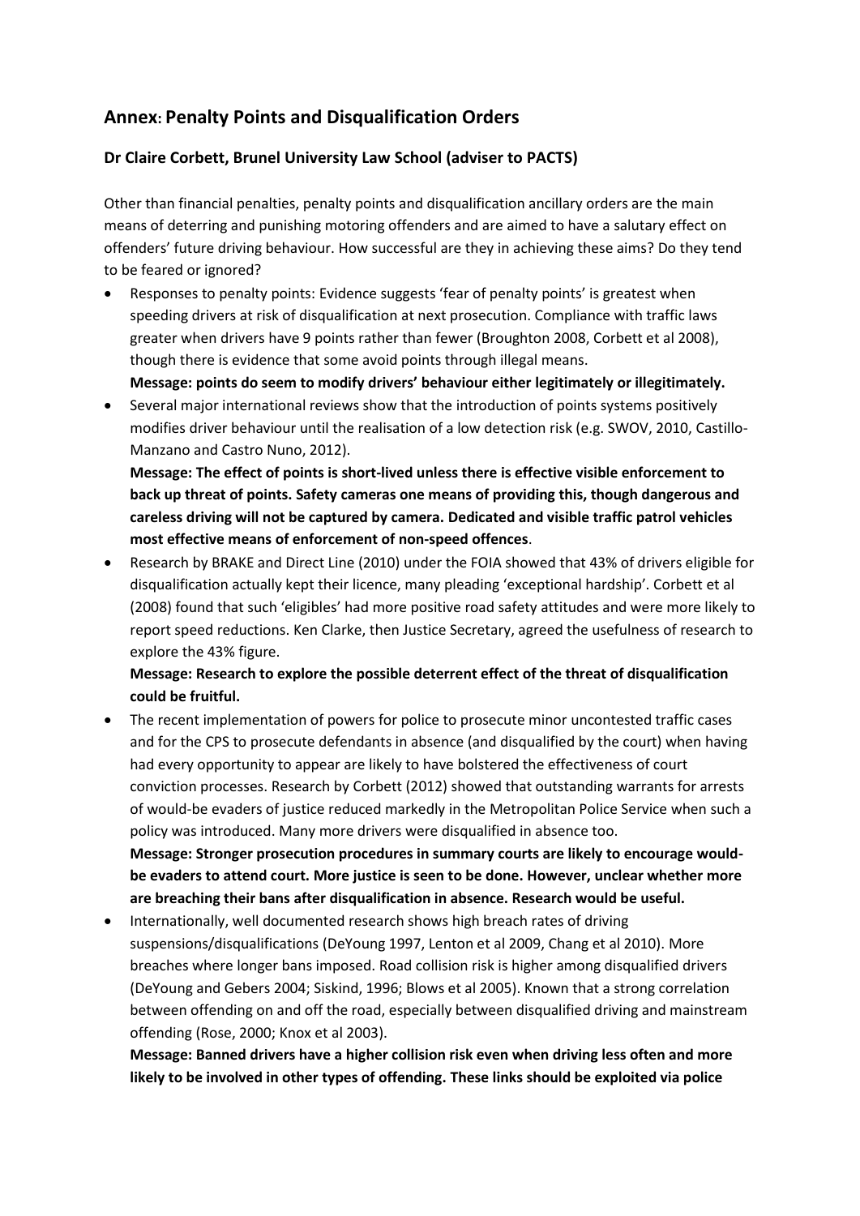## Annex: Penalty Points and Disqualification Orders

### Dr Claire Corbett, Brunel University Law School (adviser to PACTS)

Other than financial penalties, penalty points and disqualification ancillary orders are the main means of deterring and punishing motoring offenders and are aimed to have a salutary effect on offenders' future driving behaviour. How successful are they in achieving these aims? Do they tend to be feared or ignored?

- Responses to penalty points: Evidence suggests 'fear of penalty points' is greatest when speeding drivers at risk of disqualification at next prosecution. Compliance with traffic laws greater when drivers have 9 points rather than fewer (Broughton 2008, Corbett et al 2008), though there is evidence that some avoid points through illegal means.
  **Message: points do seem to modify drivers' behaviour either legitimately or illegitimately.**
- Several major international reviews show that the introduction of points systems positively modifies driver behaviour until the realisation of a low detection risk (e.g. SWOV, 2010, Castillo-Manzano and Castro Nuno, 2012).
  **Message: The effect of points is short-lived unless there is effective visible enforcement to back up threat of points. Safety cameras one means of providing this, though dangerous and careless driving will not be captured by camera. Dedicated and visible traffic patrol vehicles most effective means of enforcement of non-speed offences**.
- Research by BRAKE and Direct Line (2010) under the FOIA showed that 43% of drivers eligible for disqualification actually kept their licence, many pleading 'exceptional hardship'. Corbett et al (2008) found that such 'eligibles' had more positive road safety attitudes and were more likely to report speed reductions. Ken Clarke, then Justice Secretary, agreed the usefulness of research to explore the 43% figure.
  **Message: Research to explore the possible deterrent effect of the threat of disqualification could be fruitful.**
- The recent implementation of powers for police to prosecute minor uncontested traffic cases and for the CPS to prosecute defendants in absence (and disqualified by the court) when having had every opportunity to appear are likely to have bolstered the effectiveness of court conviction processes. Research by Corbett (2012) showed that outstanding warrants for arrests of would-be evaders of justice reduced markedly in the Metropolitan Police Service when such a policy was introduced. Many more drivers were disqualified in absence too.
  **Message: Stronger prosecution procedures in summary courts are likely to encourage would-be evaders to attend court. More justice is seen to be done. However, unclear whether more are breaching their bans after disqualification in absence. Research would be useful.**
- Internationally, well documented research shows high breach rates of driving suspensions/disqualifications (DeYoung 1997, Lenton et al 2009, Chang et al 2010). More breaches where longer bans imposed. Road collision risk is higher among disqualified drivers (DeYoung and Gebers 2004; Siskind, 1996; Blows et al 2005). Known that a strong correlation between offending on and off the road, especially between disqualified driving and mainstream offending (Rose, 2000; Knox et al 2003).
  **Message: Banned drivers have a higher collision risk even when driving less often and more likely to be involved in other types of offending. These links should be exploited via police**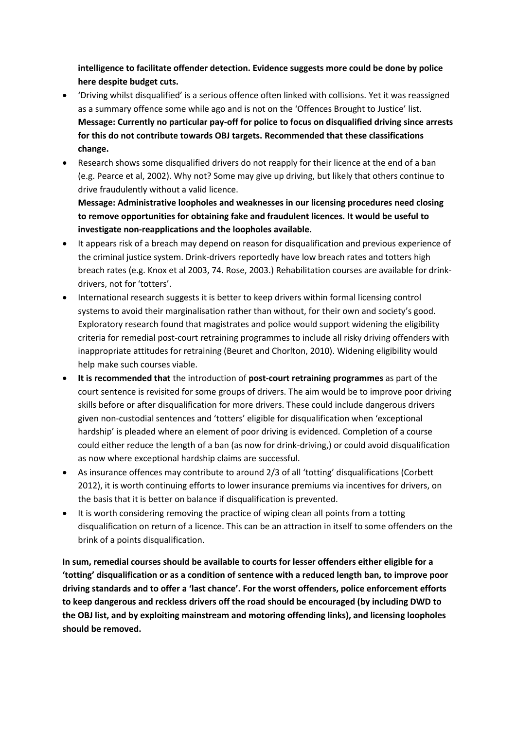**intelligence to facilitate offender detection. Evidence suggests more could be done by police here despite budget cuts.**

- 'Driving whilst disqualified' is a serious offence often linked with collisions. Yet it was reassigned as a summary offence some while ago and is not on the 'Offences Brought to Justice' list. **Message: Currently no particular pay-off for police to focus on disqualified driving since arrests for this do not contribute towards OBJ targets. Recommended that these classifications change.**
- Research shows some disqualified drivers do not reapply for their licence at the end of a ban (e.g. Pearce et al, 2002). Why not? Some may give up driving, but likely that others continue to drive fraudulently without a valid licence. **Message: Administrative loopholes and weaknesses in our licensing procedures need closing to remove opportunities for obtaining fake and fraudulent licences. It would be useful to investigate non-reapplications and the loopholes available.**
- It appears risk of a breach may depend on reason for disqualification and previous experience of the criminal justice system. Drink-drivers reportedly have low breach rates and totters high breach rates (e.g. Knox et al 2003, 74. Rose, 2003.) Rehabilitation courses are available for drink-drivers, not for 'totters'.
- International research suggests it is better to keep drivers within formal licensing control systems to avoid their marginalisation rather than without, for their own and society's good. Exploratory research found that magistrates and police would support widening the eligibility criteria for remedial post-court retraining programmes to include all risky driving offenders with inappropriate attitudes for retraining (Beuret and Chorlton, 2010). Widening eligibility would help make such courses viable.
- **It is recommended that** the introduction of **post-court retraining programmes** as part of the court sentence is revisited for some groups of drivers. The aim would be to improve poor driving skills before or after disqualification for more drivers. These could include dangerous drivers given non-custodial sentences and 'totters' eligible for disqualification when 'exceptional hardship' is pleaded where an element of poor driving is evidenced. Completion of a course could either reduce the length of a ban (as now for drink-driving,) or could avoid disqualification as now where exceptional hardship claims are successful.
- As insurance offences may contribute to around 2/3 of all 'totting' disqualifications (Corbett 2012), it is worth continuing efforts to lower insurance premiums via incentives for drivers, on the basis that it is better on balance if disqualification is prevented.
- It is worth considering removing the practice of wiping clean all points from a totting disqualification on return of a licence. This can be an attraction in itself to some offenders on the brink of a points disqualification.

**In sum, remedial courses should be available to courts for lesser offenders either eligible for a 'totting' disqualification or as a condition of sentence with a reduced length ban, to improve poor driving standards and to offer a 'last chance'. For the worst offenders, police enforcement efforts to keep dangerous and reckless drivers off the road should be encouraged (by including DWD to the OBJ list, and by exploiting mainstream and motoring offending links), and licensing loopholes should be removed.**